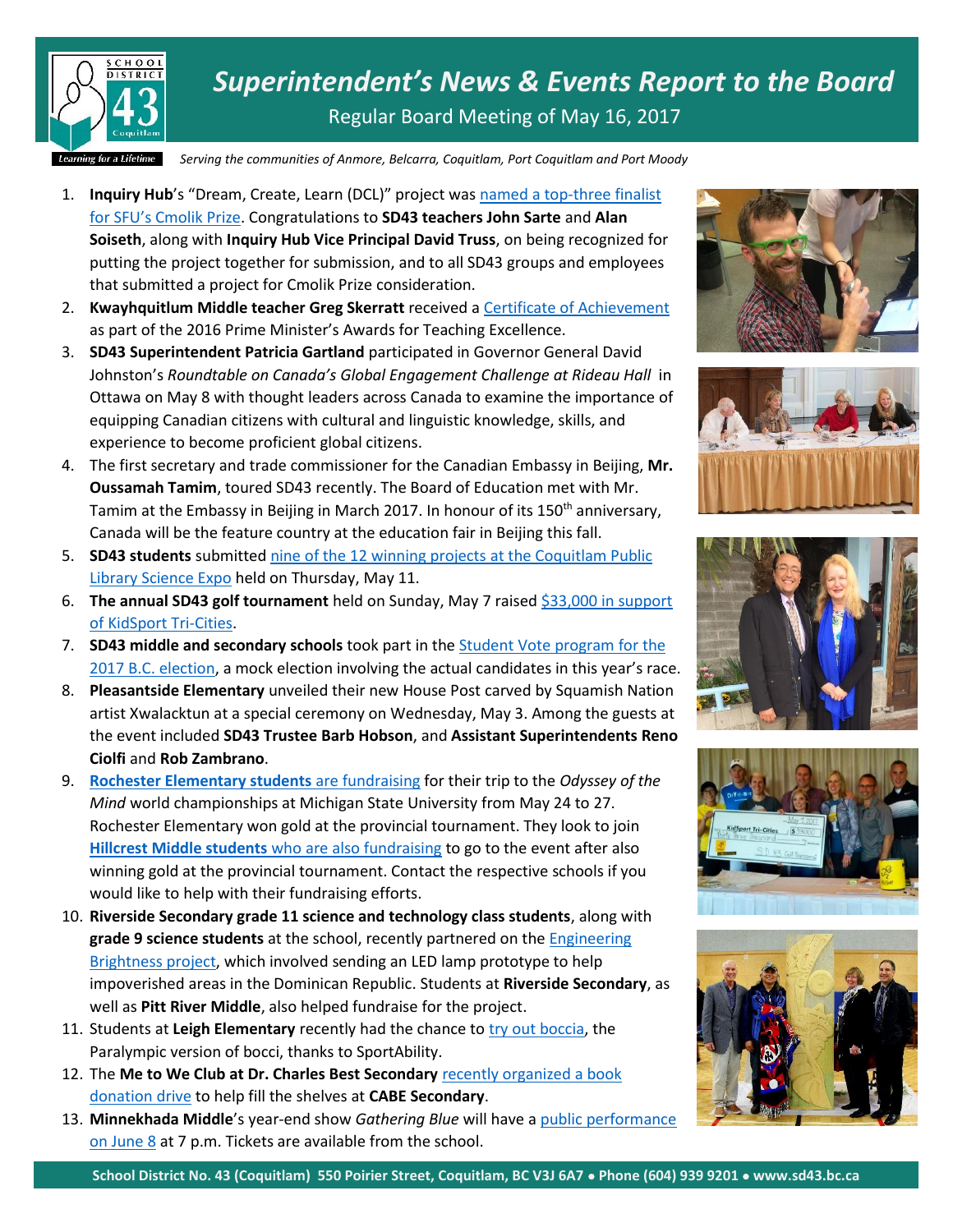# *Superintendent's News & Events Report to the Board*

Regular Board Meeting of May 16, 2017

*Serving the communities of Anmore, Belcarra, Coquitlam, Port Coquitlam and Port Moody*

1. **Inquiry Hub**'s "Dream, Create, Learn (DCL)" project was named a top-three finalist for SFU's Cmolik Prize. Congratulations to **SD43 teachers John Sarte** and **Alan Soiseth**, along with **Inquiry Hub Vice Principal David Truss**, on being recognized for putting the project together for submission, and to all SD43 groups and employees that submitted a project for Cmolik Prize consideration.
2. **Kwayhquitlum Middle teacher Greg Skerratt** received a Certificate of Achievement as part of the 2016 Prime Minister's Awards for Teaching Excellence.
3. **SD43 Superintendent Patricia Gartland** participated in Governor General David Johnston's *Roundtable on Canada's Global Engagement Challenge at Rideau Hall* in Ottawa on May 8 with thought leaders across Canada to examine the importance of equipping Canadian citizens with cultural and linguistic knowledge, skills, and experience to become proficient global citizens.
4. The first secretary and trade commissioner for the Canadian Embassy in Beijing, **Mr. Oussamah Tamim**, toured SD43 recently. The Board of Education met with Mr. Tamim at the Embassy in Beijing in March 2017. In honour of its 150th anniversary, Canada will be the feature country at the education fair in Beijing this fall.
5. **SD43 students** submitted nine of the 12 winning projects at the Coquitlam Public Library Science Expo held on Thursday, May 11.
6. **The annual SD43 golf tournament** held on Sunday, May 7 raised $33,000 in support of KidSport Tri-Cities.
7. **SD43 middle and secondary schools** took part in the Student Vote program for the 2017 B.C. election, a mock election involving the actual candidates in this year's race.
8. **Pleasantside Elementary** unveiled their new House Post carved by Squamish Nation artist Xwalacktun at a special ceremony on Wednesday, May 3. Among the guests at the event included **SD43 Trustee Barb Hobson**, and **Assistant Superintendents Reno Ciolfi** and **Rob Zambrano**.
9. **Rochester Elementary students** are fundraising for their trip to the *Odyssey of the Mind* world championships at Michigan State University from May 24 to 27. Rochester Elementary won gold at the provincial tournament. They look to join **Hillcrest Middle students** who are also fundraising to go to the event after also winning gold at the provincial tournament. Contact the respective schools if you would like to help with their fundraising efforts.
10. **Riverside Secondary grade 11 science and technology class students**, along with **grade 9 science students** at the school, recently partnered on the Engineering Brightness project, which involved sending an LED lamp prototype to help impoverished areas in the Dominican Republic. Students at **Riverside Secondary**, as well as **Pitt River Middle**, also helped fundraise for the project.
11. Students at **Leigh Elementary** recently had the chance to try out boccia, the Paralympic version of bocci, thanks to SportAbility.
12. The **Me to We Club at Dr. Charles Best Secondary** recently organized a book donation drive to help fill the shelves at **CABE Secondary**.
13. **Minnekhada Middle**'s year-end show *Gathering Blue* will have a public performance on June 8 at 7 p.m. Tickets are available from the school.

School District No. 43 (Coquitlam) 550 Poirier Street, Coquitlam, BC V3J 6A7 • Phone (604) 939 9201 • www.sd43.bc.ca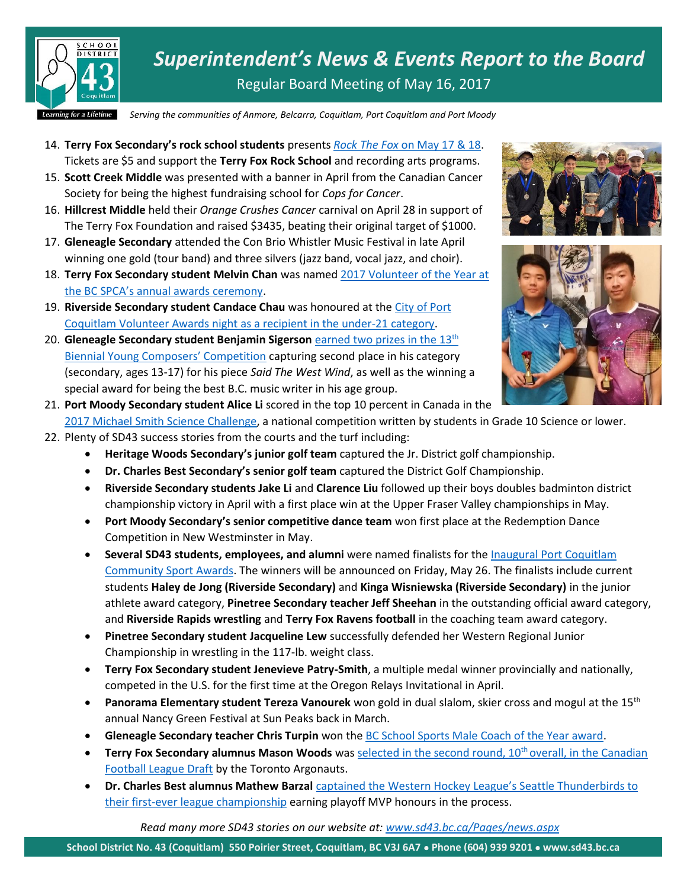# *Superintendent's News & Events Report to the Board*

Regular Board Meeting of May 16, 2017

*Serving the communities of Anmore, Belcarra, Coquitlam, Port Coquitlam and Port Moody*

14. **Terry Fox Secondary's rock school students** presents *Rock The Fox* on May 17 & 18. Tickets are $5 and support the **Terry Fox Rock School** and recording arts programs.
15. **Scott Creek Middle** was presented with a banner in April from the Canadian Cancer Society for being the highest fundraising school for *Cops for Cancer*.
16. **Hillcrest Middle** held their *Orange Crushes Cancer* carnival on April 28 in support of The Terry Fox Foundation and raised $3435, beating their original target of $1000.
17. **Gleneagle Secondary** attended the Con Brio Whistler Music Festival in late April winning one gold (tour band) and three silvers (jazz band, vocal jazz, and choir).
18. **Terry Fox Secondary student Melvin Chan** was named 2017 Volunteer of the Year at the BC SPCA's annual awards ceremony.
19. **Riverside Secondary student Candace Chau** was honoured at the City of Port Coquitlam Volunteer Awards night as a recipient in the under-21 category.
20. **Gleneagle Secondary student Benjamin Sigerson** earned two prizes in the 13th Biennial Young Composers' Competition capturing second place in his category (secondary, ages 13-17) for his piece *Said The West Wind*, as well as the winning a special award for being the best B.C. music writer in his age group.
21. **Port Moody Secondary student Alice Li** scored in the top 10 percent in Canada in the 2017 Michael Smith Science Challenge, a national competition written by students in Grade 10 Science or lower.
22. Plenty of SD43 success stories from the courts and the turf including:
    - **Heritage Woods Secondary's junior golf team** captured the Jr. District golf championship.
    - **Dr. Charles Best Secondary's senior golf team** captured the District Golf Championship.
    - **Riverside Secondary students Jake Li** and **Clarence Liu** followed up their boys doubles badminton district championship victory in April with a first place win at the Upper Fraser Valley championships in May.
    - **Port Moody Secondary's senior competitive dance team** won first place at the Redemption Dance Competition in New Westminster in May.
    - **Several SD43 students, employees, and alumni** were named finalists for the Inaugural Port Coquitlam Community Sport Awards. The winners will be announced on Friday, May 26. The finalists include current students **Haley de Jong (Riverside Secondary)** and **Kinga Wisniewska (Riverside Secondary)** in the junior athlete award category, **Pinetree Secondary teacher Jeff Sheehan** in the outstanding official award category, and **Riverside Rapids wrestling** and **Terry Fox Ravens football** in the coaching team award category.
    - **Pinetree Secondary student Jacqueline Lew** successfully defended her Western Regional Junior Championship in wrestling in the 117-lb. weight class.
    - **Terry Fox Secondary student Jenevieve Patry-Smith**, a multiple medal winner provincially and nationally, competed in the U.S. for the first time at the Oregon Relays Invitational in April.
    - **Panorama Elementary student Tereza Vanourek** won gold in dual slalom, skier cross and mogul at the 15th annual Nancy Green Festival at Sun Peaks back in March.
    - **Gleneagle Secondary teacher Chris Turpin** won the BC School Sports Male Coach of the Year award.
    - **Terry Fox Secondary alumnus Mason Woods** was selected in the second round, 10th overall, in the Canadian Football League Draft by the Toronto Argonauts.
    - **Dr. Charles Best alumnus Mathew Barzal** captained the Western Hockey League's Seattle Thunderbirds to their first-ever league championship earning playoff MVP honours in the process.

*Read many more SD43 stories on our website at: www.sd43.bc.ca/Pages/news.aspx*

**School District No. 43 (Coquitlam) 550 Poirier Street, Coquitlam, BC V3J 6A7 • Phone (604) 939 9201 • www.sd43.bc.ca**